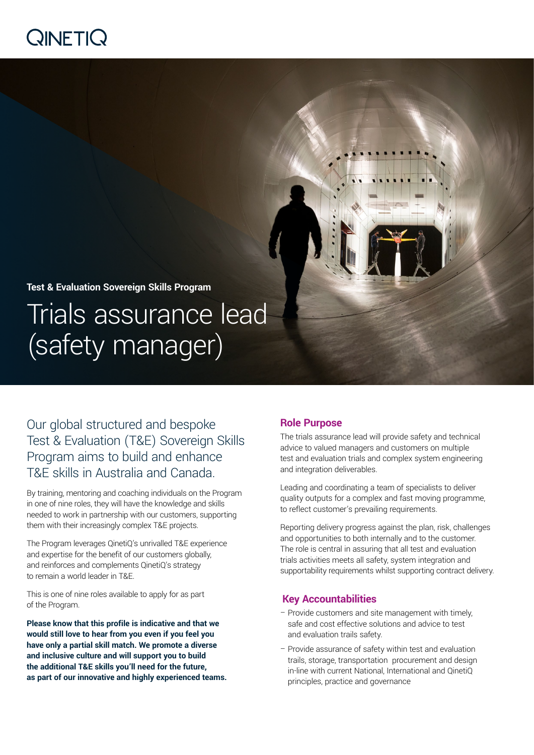QINETIQ

**Test & Evaluation Sovereign Skills Program**

# Trials assurance lead (safety manager)

Our global structured and bespoke Test & Evaluation (T&E) Sovereign Skills Program aims to build and enhance T&E skills in Australia and Canada.

By training, mentoring and coaching individuals on the Program in one of nine roles, they will have the knowledge and skills needed to work in partnership with our customers, supporting them with their increasingly complex T&E projects.

The Program leverages QinetiQ's unrivalled T&E experience and expertise for the benefit of our customers globally, and reinforces and complements QinetiQ's strategy to remain a world leader in T&E.

This is one of nine roles available to apply for as part of the Program.

**Please know that this profile is indicative and that we would still love to hear from you even if you feel you have only a partial skill match. We promote a diverse and inclusive culture and will support you to build the additional T&E skills you'll need for the future, as part of our innovative and highly experienced teams.**

## Role Purpose

The trials assurance lead will provide safety and technical advice to valued managers and customers on multiple test and evaluation trials and complex system engineering and integration deliverables.

Leading and coordinating a team of specialists to deliver quality outputs for a complex and fast moving programme, to reflect customer's prevailing requirements.

Reporting delivery progress against the plan, risk, challenges and opportunities to both internally and to the customer. The role is central in assuring that all test and evaluation trials activities meets all safety, system integration and supportability requirements whilst supporting contract delivery.

## Key Accountabilities

- Provide customers and site management with timely, safe and cost effective solutions and advice to test and evaluation trails safety.
- Provide assurance of safety within test and evaluation trails, storage, transportation procurement and design in-line with current National, International and QinetiQ principles, practice and governance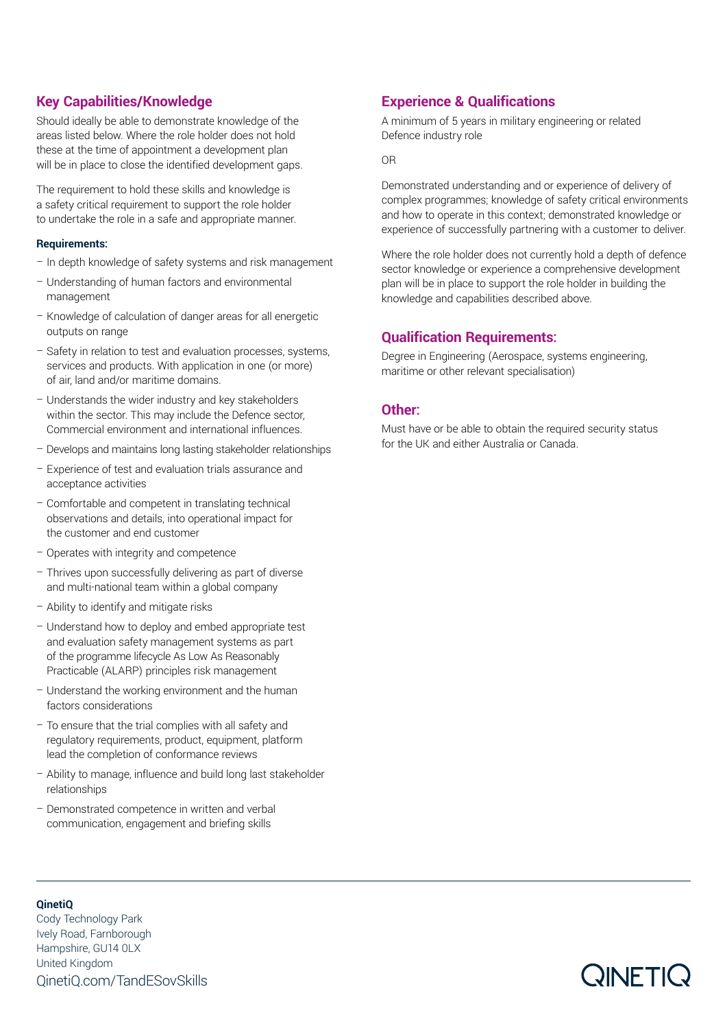## Key Capabilities/Knowledge

Should ideally be able to demonstrate knowledge of the areas listed below. Where the role holder does not hold these at the time of appointment a development plan will be in place to close the identified development gaps.

The requirement to hold these skills and knowledge is a safety critical requirement to support the role holder to undertake the role in a safe and appropriate manner.

**Requirements:**

- In depth knowledge of safety systems and risk management
- Understanding of human factors and environmental management
- Knowledge of calculation of danger areas for all energetic outputs on range
- Safety in relation to test and evaluation processes, systems, services and products. With application in one (or more) of air, land and/or maritime domains.
- Understands the wider industry and key stakeholders within the sector. This may include the Defence sector, Commercial environment and international influences.
- Develops and maintains long lasting stakeholder relationships
- Experience of test and evaluation trials assurance and acceptance activities
- Comfortable and competent in translating technical observations and details, into operational impact for the customer and end customer
- Operates with integrity and competence
- Thrives upon successfully delivering as part of diverse and multi-national team within a global company
- Ability to identify and mitigate risks
- Understand how to deploy and embed appropriate test and evaluation safety management systems as part of the programme lifecycle As Low As Reasonably Practicable (ALARP) principles risk management
- Understand the working environment and the human factors considerations
- To ensure that the trial complies with all safety and regulatory requirements, product, equipment, platform lead the completion of conformance reviews
- Ability to manage, influence and build long last stakeholder relationships
- Demonstrated competence in written and verbal communication, engagement and briefing skills

## Experience & Qualifications

A minimum of 5 years in military engineering or related Defence industry role

OR

Demonstrated understanding and or experience of delivery of complex programmes; knowledge of safety critical environments and how to operate in this context; demonstrated knowledge or experience of successfully partnering with a customer to deliver.

Where the role holder does not currently hold a depth of defence sector knowledge or experience a comprehensive development plan will be in place to support the role holder in building the knowledge and capabilities described above.

## Qualification Requirements:

Degree in Engineering (Aerospace, systems engineering, maritime or other relevant specialisation)

## Other:

Must have or be able to obtain the required security status for the UK and either Australia or Canada.

**QinetiQ**
Cody Technology Park
Ively Road, Farnborough
Hampshire, GU14 0LX
United Kingdom
QinetiQ.com/TandESovSkills

QINETIQ